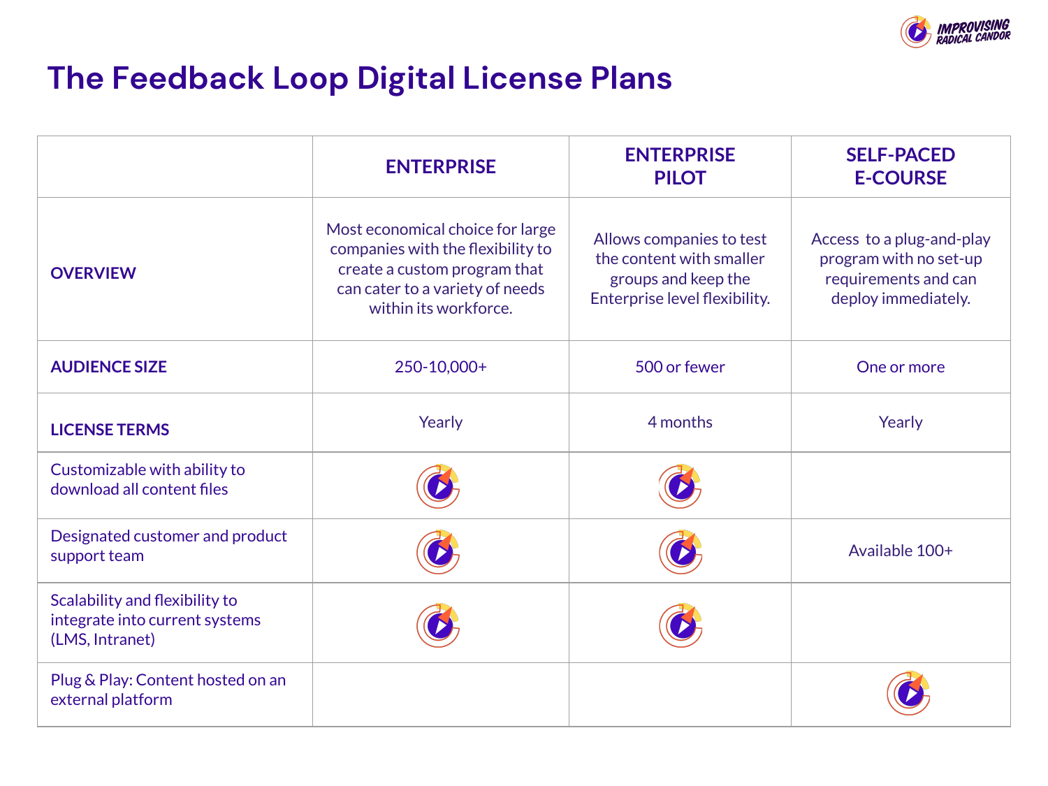# The Feedback Loop Digital License Plans

| | ENTERPRISE | ENTERPRISE PILOT | SELF-PACED E-COURSE |
|---|---|---|---|
| **OVERVIEW** | Most economical choice for large companies with the flexibility to create a custom program that can cater to a variety of needs within its workforce. | Allows companies to test the content with smaller groups and keep the Enterprise level flexibility. | Access to a plug-and-play program with no set-up requirements and can deploy immediately. |
| **AUDIENCE SIZE** | 250-10,000+ | 500 or fewer | One or more |
| **LICENSE TERMS** | Yearly | 4 months | Yearly |
| Customizable with ability to download all content files | ✓ | ✓ | |
| Designated customer and product support team | ✓ | ✓ | Available 100+ |
| Scalability and flexibility to integrate into current systems (LMS, Intranet) | ✓ | ✓ | |
| Plug & Play: Content hosted on an external platform | | | ✓ |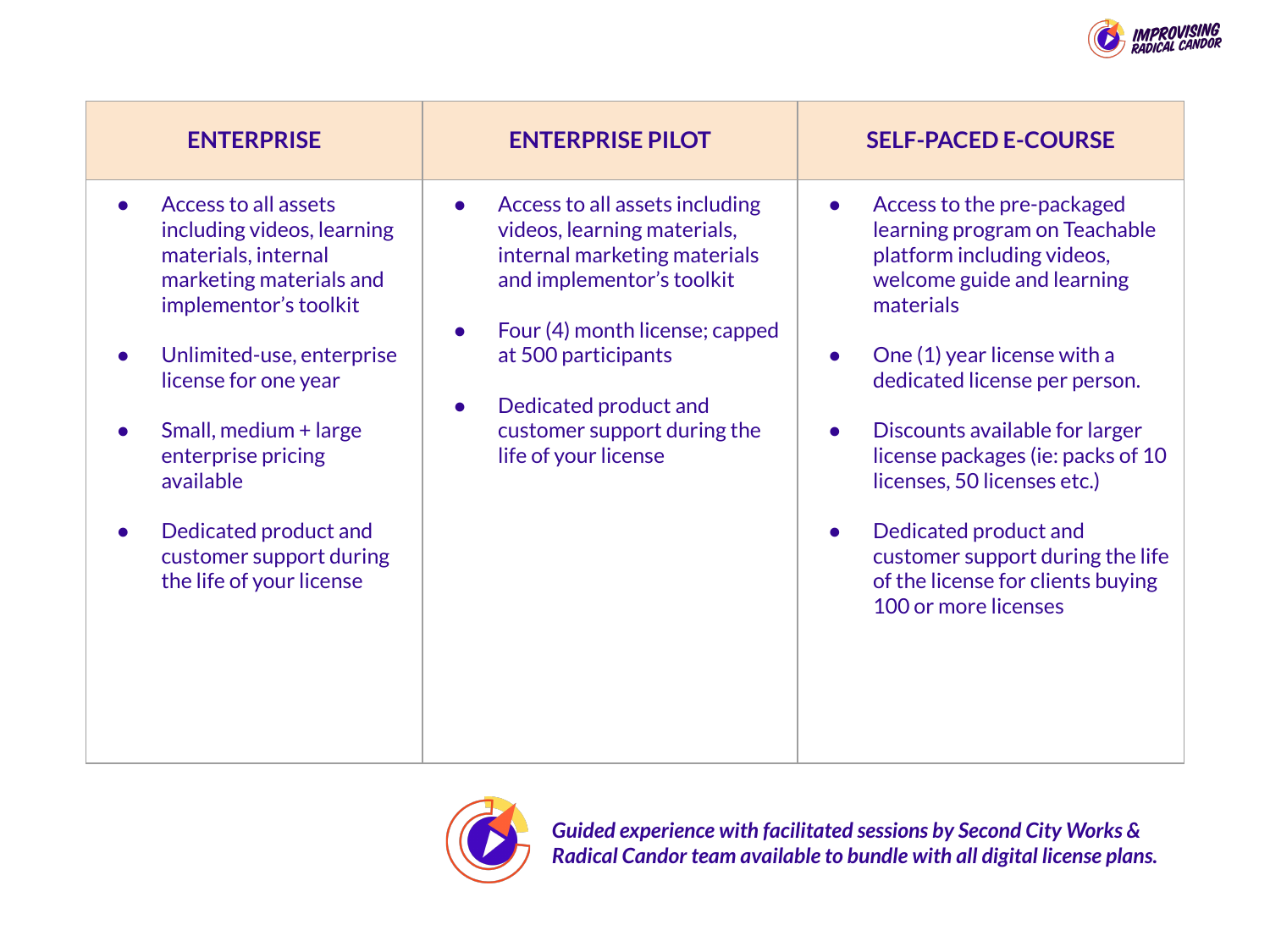| ENTERPRISE | ENTERPRISE PILOT | SELF-PACED E-COURSE |
| --- | --- | --- |
| • Access to all assets including videos, learning materials, internal marketing materials and implementor's toolkit<br>• Unlimited-use, enterprise license for one year<br>• Small, medium + large enterprise pricing available<br>• Dedicated product and customer support during the life of your license | • Access to all assets including videos, learning materials, internal marketing materials and implementor's toolkit<br>• Four (4) month license; capped at 500 participants<br>• Dedicated product and customer support during the life of your license | • Access to the pre-packaged learning program on Teachable platform including videos, welcome guide and learning materials<br>• One (1) year license with a dedicated license per person.<br>• Discounts available for larger license packages (ie: packs of 10 licenses, 50 licenses etc.)<br>• Dedicated product and customer support during the life of the license for clients buying 100 or more licenses |

***Guided experience with facilitated sessions by Second City Works & Radical Candor team available to bundle with all digital license plans.***